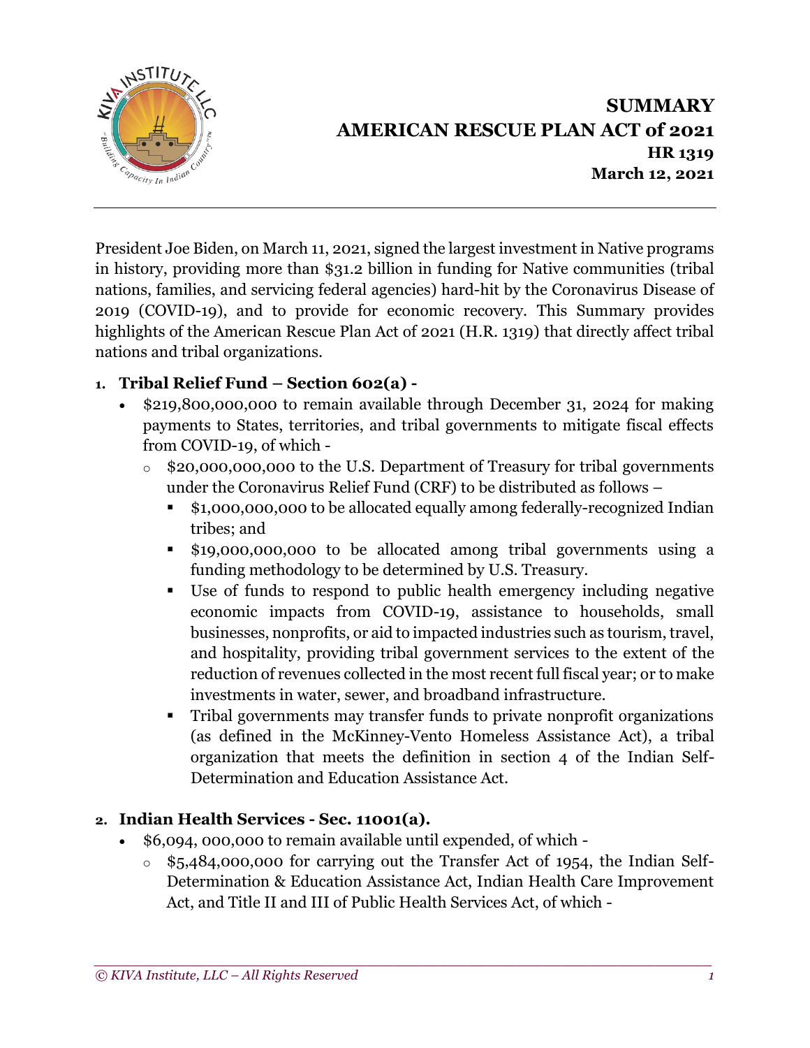# SUMMARY
# AMERICAN RESCUE PLAN ACT of 2021
### HR 1319
### March 12, 2021

President Joe Biden, on March 11, 2021, signed the largest investment in Native programs in history, providing more than $31.2 billion in funding for Native communities (tribal nations, families, and servicing federal agencies) hard-hit by the Coronavirus Disease of 2019 (COVID-19), and to provide for economic recovery. This Summary provides highlights of the American Rescue Plan Act of 2021 (H.R. 1319) that directly affect tribal nations and tribal organizations.

1. **Tribal Relief Fund – Section 602(a) -**
   - $219,800,000,000 to remain available through December 31, 2024 for making payments to States, territories, and tribal governments to mitigate fiscal effects from COVID-19, of which -
     - $20,000,000,000 to the U.S. Department of Treasury for tribal governments under the Coronavirus Relief Fund (CRF) to be distributed as follows –
       - $1,000,000,000 to be allocated equally among federally-recognized Indian tribes; and
       - $19,000,000,000 to be allocated among tribal governments using a funding methodology to be determined by U.S. Treasury.
       - Use of funds to respond to public health emergency including negative economic impacts from COVID-19, assistance to households, small businesses, nonprofits, or aid to impacted industries such as tourism, travel, and hospitality, providing tribal government services to the extent of the reduction of revenues collected in the most recent full fiscal year; or to make investments in water, sewer, and broadband infrastructure.
       - Tribal governments may transfer funds to private nonprofit organizations (as defined in the McKinney-Vento Homeless Assistance Act), a tribal organization that meets the definition in section 4 of the Indian Self-Determination and Education Assistance Act.

2. **Indian Health Services - Sec. 11001(a).**
   - $6,094, 000,000 to remain available until expended, of which -
     - $5,484,000,000 for carrying out the Transfer Act of 1954, the Indian Self-Determination & Education Assistance Act, Indian Health Care Improvement Act, and Title II and III of Public Health Services Act, of which -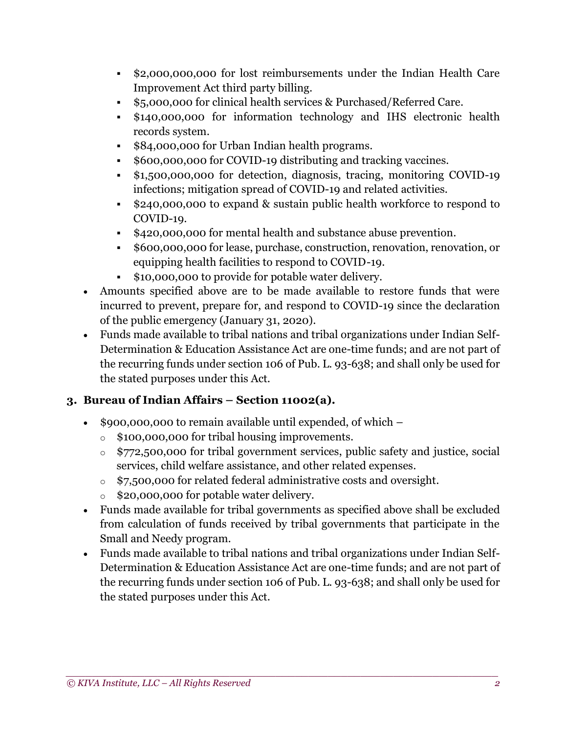- $2,000,000,000 for lost reimbursements under the Indian Health Care Improvement Act third party billing.
    - $5,000,000 for clinical health services & Purchased/Referred Care.
    - $140,000,000 for information technology and IHS electronic health records system.
    - $84,000,000 for Urban Indian health programs.
    - $600,000,000 for COVID-19 distributing and tracking vaccines.
    - $1,500,000,000 for detection, diagnosis, tracing, monitoring COVID-19 infections; mitigation spread of COVID-19 and related activities.
    - $240,000,000 to expand & sustain public health workforce to respond to COVID-19.
    - $420,000,000 for mental health and substance abuse prevention.
    - $600,000,000 for lease, purchase, construction, renovation, renovation, or equipping health facilities to respond to COVID-19.
    - $10,000,000 to provide for potable water delivery.
- Amounts specified above are to be made available to restore funds that were incurred to prevent, prepare for, and respond to COVID-19 since the declaration of the public emergency (January 31, 2020).
- Funds made available to tribal nations and tribal organizations under Indian Self-Determination & Education Assistance Act are one-time funds; and are not part of the recurring funds under section 106 of Pub. L. 93-638; and shall only be used for the stated purposes under this Act.

### 3. Bureau of Indian Affairs – Section 11002(a).

- $900,000,000 to remain available until expended, of which –
    - $100,000,000 for tribal housing improvements.
    - $772,500,000 for tribal government services, public safety and justice, social services, child welfare assistance, and other related expenses.
    - $7,500,000 for related federal administrative costs and oversight.
    - $20,000,000 for potable water delivery.
- Funds made available for tribal governments as specified above shall be excluded from calculation of funds received by tribal governments that participate in the Small and Needy program.
- Funds made available to tribal nations and tribal organizations under Indian Self-Determination & Education Assistance Act are one-time funds; and are not part of the recurring funds under section 106 of Pub. L. 93-638; and shall only be used for the stated purposes under this Act.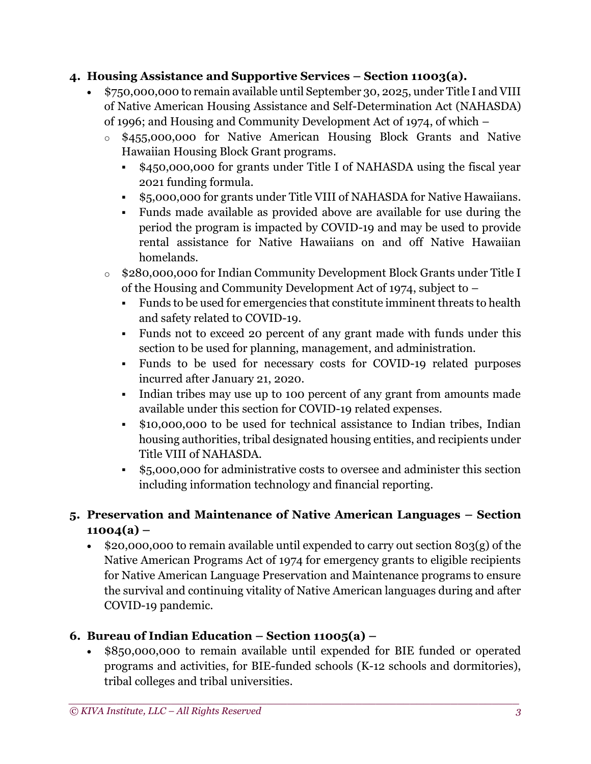4. **Housing Assistance and Supportive Services – Section 11003(a).**
   - $750,000,000 to remain available until September 30, 2025, under Title I and VIII of Native American Housing Assistance and Self-Determination Act (NAHASDA) of 1996; and Housing and Community Development Act of 1974, of which –
     - $455,000,000 for Native American Housing Block Grants and Native Hawaiian Housing Block Grant programs.
       - $450,000,000 for grants under Title I of NAHASDA using the fiscal year 2021 funding formula.
       - $5,000,000 for grants under Title VIII of NAHASDA for Native Hawaiians.
       - Funds made available as provided above are available for use during the period the program is impacted by COVID-19 and may be used to provide rental assistance for Native Hawaiians on and off Native Hawaiian homelands.
     - $280,000,000 for Indian Community Development Block Grants under Title I of the Housing and Community Development Act of 1974, subject to –
       - Funds to be used for emergencies that constitute imminent threats to health and safety related to COVID-19.
       - Funds not to exceed 20 percent of any grant made with funds under this section to be used for planning, management, and administration.
       - Funds to be used for necessary costs for COVID-19 related purposes incurred after January 21, 2020.
       - Indian tribes may use up to 100 percent of any grant from amounts made available under this section for COVID-19 related expenses.
       - $10,000,000 to be used for technical assistance to Indian tribes, Indian housing authorities, tribal designated housing entities, and recipients under Title VIII of NAHASDA.
       - $5,000,000 for administrative costs to oversee and administer this section including information technology and financial reporting.

5. **Preservation and Maintenance of Native American Languages – Section 11004(a) –**
   - $20,000,000 to remain available until expended to carry out section 803(g) of the Native American Programs Act of 1974 for emergency grants to eligible recipients for Native American Language Preservation and Maintenance programs to ensure the survival and continuing vitality of Native American languages during and after COVID-19 pandemic.

6. **Bureau of Indian Education – Section 11005(a) –**
   - $850,000,000 to remain available until expended for BIE funded or operated programs and activities, for BIE-funded schools (K-12 schools and dormitories), tribal colleges and tribal universities.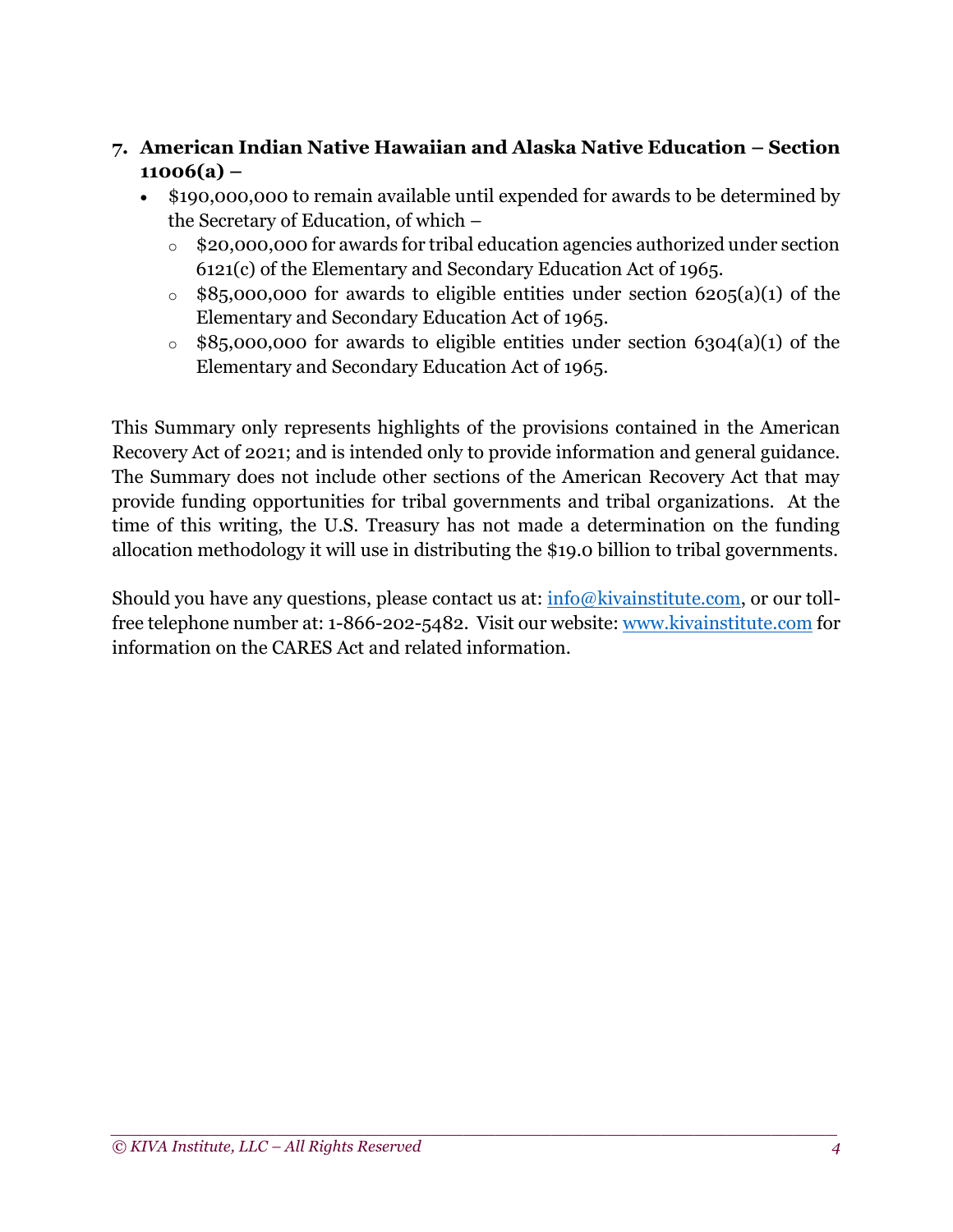7. **American Indian Native Hawaiian and Alaska Native Education – Section 11006(a) –**
   - $190,000,000 to remain available until expended for awards to be determined by the Secretary of Education, of which –
     - $20,000,000 for awards for tribal education agencies authorized under section 6121(c) of the Elementary and Secondary Education Act of 1965.
     - $85,000,000 for awards to eligible entities under section 6205(a)(1) of the Elementary and Secondary Education Act of 1965.
     - $85,000,000 for awards to eligible entities under section 6304(a)(1) of the Elementary and Secondary Education Act of 1965.

This Summary only represents highlights of the provisions contained in the American Recovery Act of 2021; and is intended only to provide information and general guidance. The Summary does not include other sections of the American Recovery Act that may provide funding opportunities for tribal governments and tribal organizations. At the time of this writing, the U.S. Treasury has not made a determination on the funding allocation methodology it will use in distributing the $19.0 billion to tribal governments.

Should you have any questions, please contact us at: [info@kivainstitute.com](mailto:info@kivainstitute.com), or our toll-free telephone number at: 1-866-202-5482. Visit our website: [www.kivainstitute.com](http://www.kivainstitute.com) for information on the CARES Act and related information.